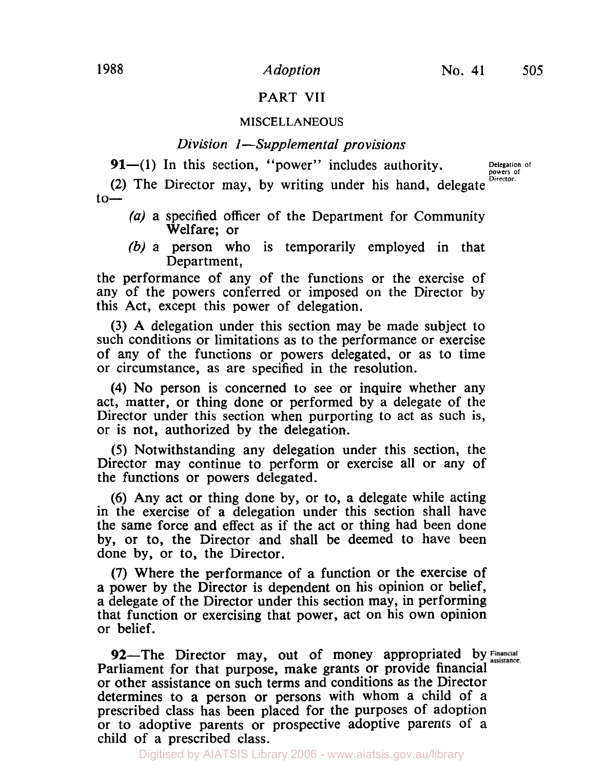## PART VII

### MISCELLANEOUS

#### *Division 1—Supplemental provisions*

**91**—(1) In this section, "power" includes authority.

Delegation of powers of Director.

(2) The Director may, by writing under his hand, delegate to—

*(a)* a specified officer of the Department for Community Welfare; or

*(b)* a person who is temporarily employed in that Department,

the performance of any of the functions or the exercise of any of the powers conferred or imposed on the Director by this Act, except this power of delegation.

(3) A delegation under this section may be made subject to such conditions or limitations as to the performance or exercise of any of the functions or powers delegated, or as to time or circumstance, as are specified in the resolution.

(4) No person is concerned to see or inquire whether any act, matter, or thing done or performed by a delegate of the Director under this section when purporting to act as such is, or is not, authorized by the delegation.

(5) Notwithstanding any delegation under this section, the Director may continue to perform or exercise all or any of the functions or powers delegated.

(6) Any act or thing done by, or to, a delegate while acting in the exercise of a delegation under this section shall have the same force and effect as if the act or thing had been done by, or to, the Director and shall be deemed to have been done by, or to, the Director.

(7) Where the performance of a function or the exercise of a power by the Director is dependent on his opinion or belief, a delegate of the Director under this section may, in performing that function or exercising that power, act on his own opinion or belief.

**92**—The Director may, out of money appropriated by Parliament for that purpose, make grants or provide financial or other assistance on such terms and conditions as the Director determines to a person or persons with whom a child of a prescribed class has been placed for the purposes of adoption or to adoptive parents or prospective adoptive parents of a child of a prescribed class.

Financial assistance.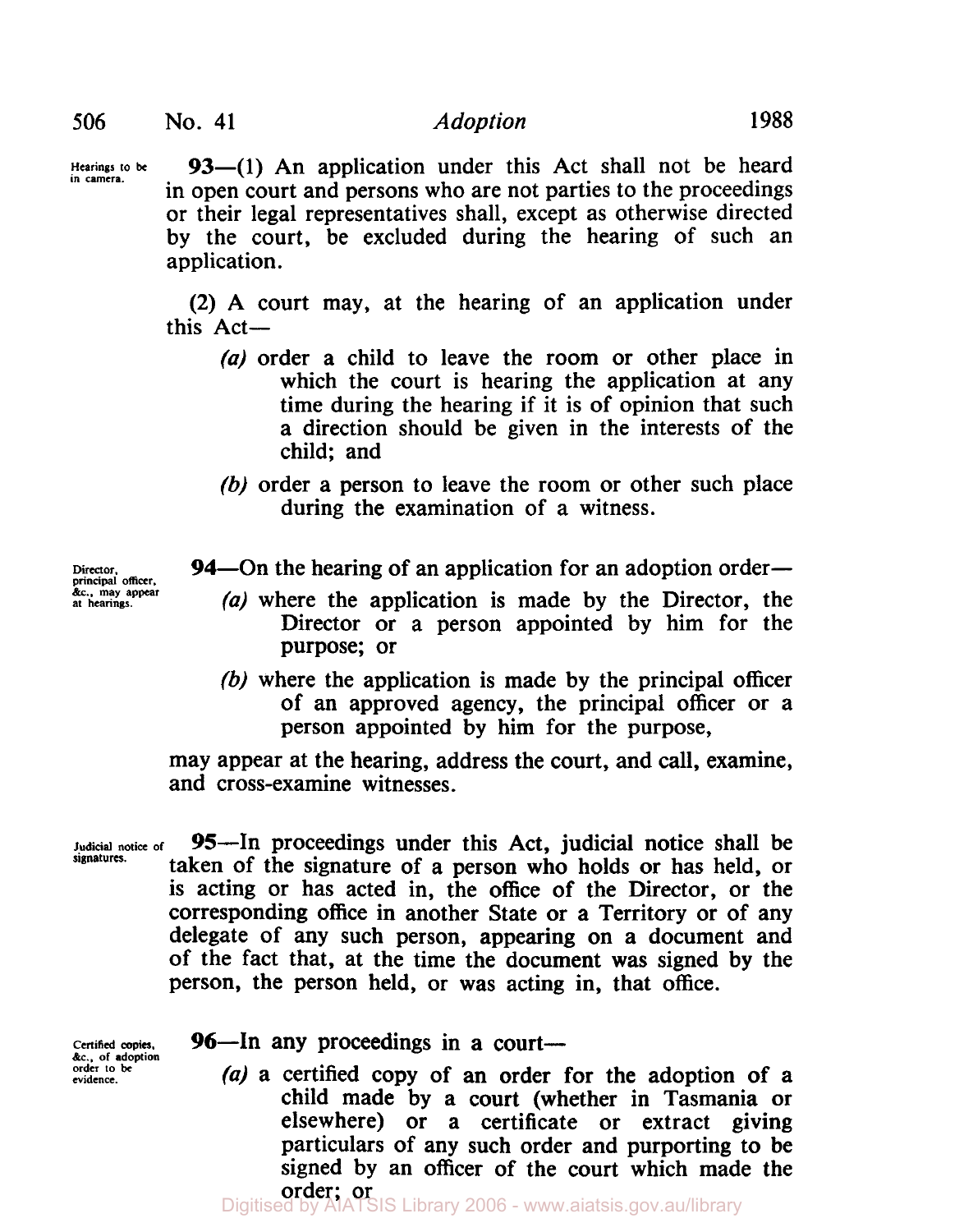**Hearings to be in camera.**

**93**—(1) An application under this Act shall not be heard in open court and persons who are not parties to the proceedings or their legal representatives shall, except as otherwise directed by the court, be excluded during the hearing of such an application.

(2) A court may, at the hearing of an application under this Act—

*(a)* order a child to leave the room or other place in which the court is hearing the application at any time during the hearing if it is of opinion that such a direction should be given in the interests of the child; and

*(b)* order a person to leave the room or other such place during the examination of a witness.

**Director, principal officer, &c., may appear at hearings.**

**94**—On the hearing of an application for an adoption order—

*(a)* where the application is made by the Director, the Director or a person appointed by him for the purpose; or

*(b)* where the application is made by the principal officer of an approved agency, the principal officer or a person appointed by him for the purpose,

may appear at the hearing, address the court, and call, examine, and cross-examine witnesses.

**Judicial notice of signatures.**

**95**—In proceedings under this Act, judicial notice shall be taken of the signature of a person who holds or has held, or is acting or has acted in, the office of the Director, or the corresponding office in another State or a Territory or of any delegate of any such person, appearing on a document and of the fact that, at the time the document was signed by the person, the person held, or was acting in, that office.

**Certified copies, &c., of adoption order to be evidence.**

**96**—In any proceedings in a court—

*(a)* a certified copy of an order for the adoption of a child made by a court (whether in Tasmania or elsewhere) or a certificate or extract giving particulars of any such order and purporting to be signed by an officer of the court which made the order; or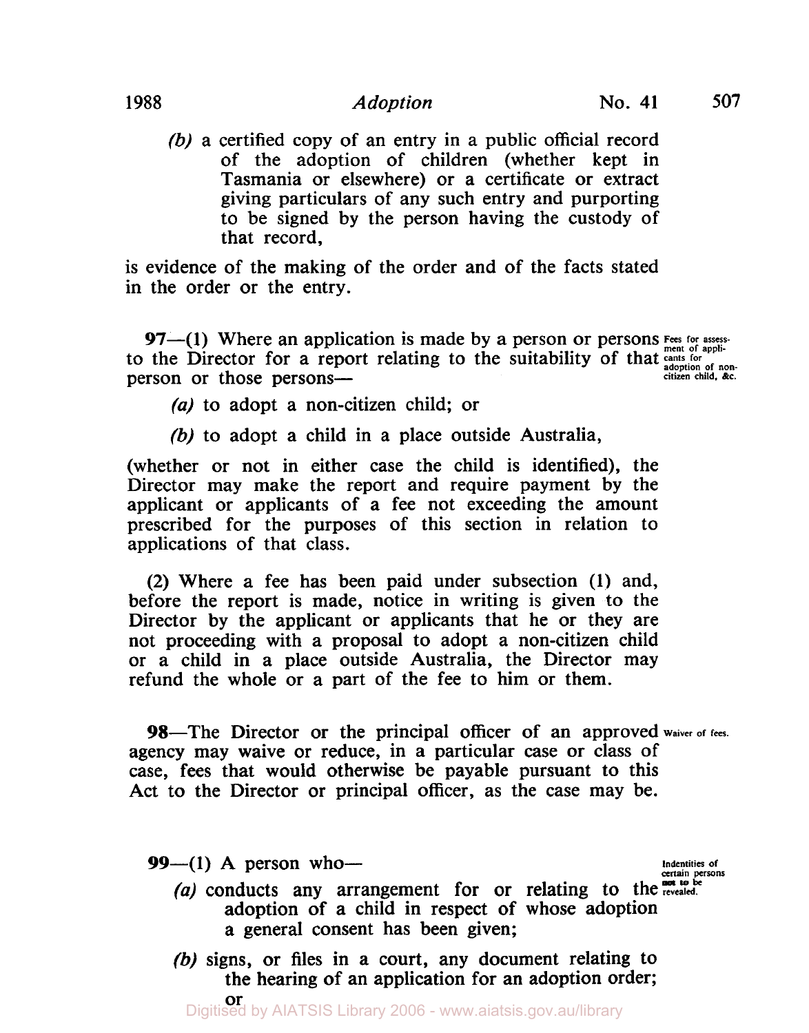*(b)* a certified copy of an entry in a public official record of the adoption of children (whether kept in Tasmania or elsewhere) or a certificate or extract giving particulars of any such entry and purporting to be signed by the person having the custody of that record,

is evidence of the making of the order and of the facts stated in the order or the entry.

Fees for assessment of applicants for adoption of non-citizen child, &c.

**97**—(1) Where an application is made by a person or persons to the Director for a report relating to the suitability of that person or those persons—

*(a)* to adopt a non-citizen child; or

*(b)* to adopt a child in a place outside Australia,

(whether or not in either case the child is identified), the Director may make the report and require payment by the applicant or applicants of a fee not exceeding the amount prescribed for the purposes of this section in relation to applications of that class.

(2) Where a fee has been paid under subsection (1) and, before the report is made, notice in writing is given to the Director by the applicant or applicants that he or they are not proceeding with a proposal to adopt a non-citizen child or a child in a place outside Australia, the Director may refund the whole or a part of the fee to him or them.

Waiver of fees.

**98**—The Director or the principal officer of an approved agency may waive or reduce, in a particular case or class of case, fees that would otherwise be payable pursuant to this Act to the Director or principal officer, as the case may be.

Indentities of certain persons not to be revealed.

**99**—(1) A person who—

*(a)* conducts any arrangement for or relating to the adoption of a child in respect of whose adoption a general consent has been given;

*(b)* signs, or files in a court, any document relating to the hearing of an application for an adoption order; or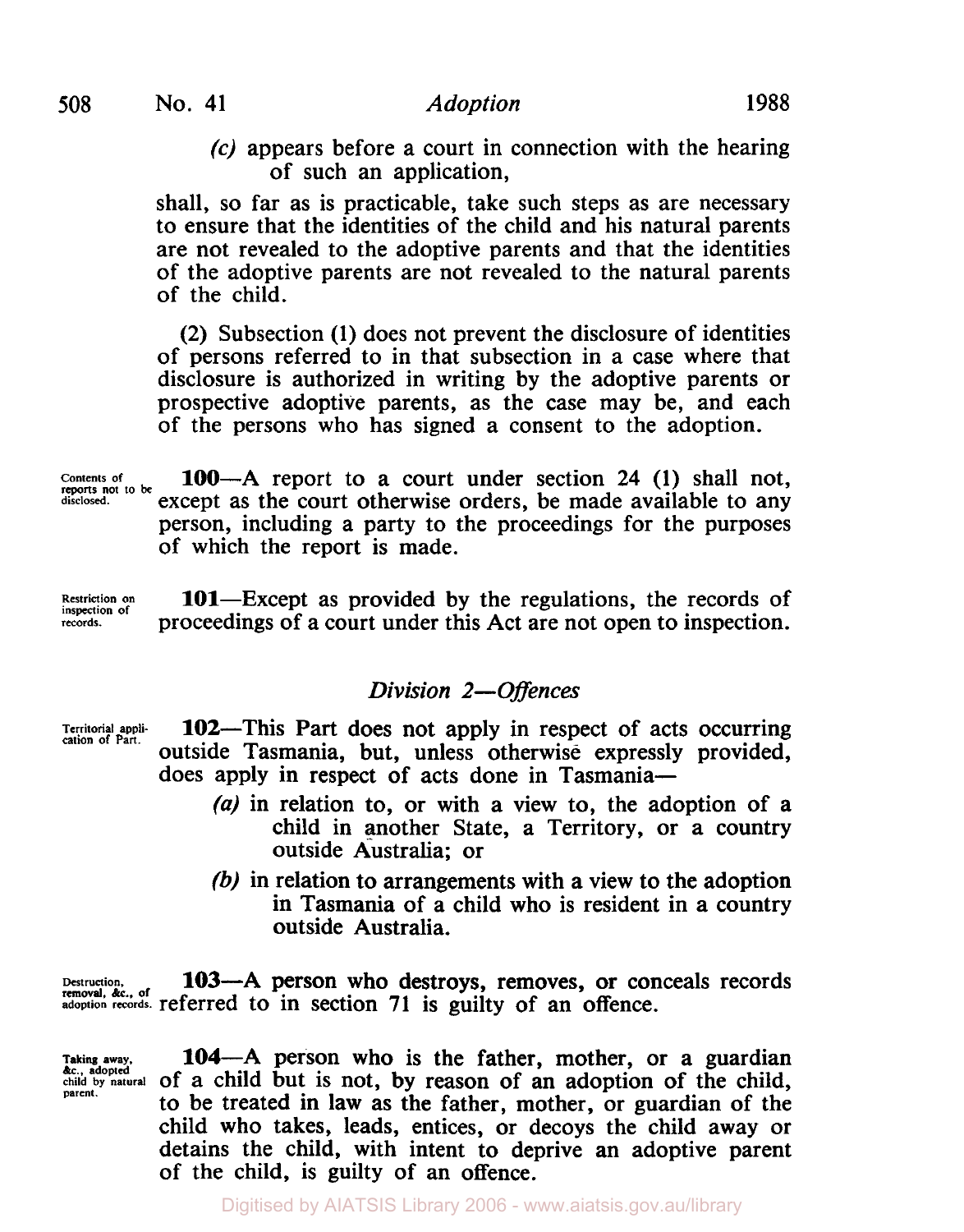(c) appears before a court in connection with the hearing of such an application,

shall, so far as is practicable, take such steps as are necessary to ensure that the identities of the child and his natural parents are not revealed to the adoptive parents and that the identities of the adoptive parents are not revealed to the natural parents of the child.

(2) Subsection (1) does not prevent the disclosure of identities of persons referred to in that subsection in a case where that disclosure is authorized in writing by the adoptive parents or prospective adoptive parents, as the case may be, and each of the persons who has signed a consent to the adoption.

Contents of reports not to be disclosed.

**100**—A report to a court under section 24 (1) shall not, except as the court otherwise orders, be made available to any person, including a party to the proceedings for the purposes of which the report is made.

Restriction on inspection of records.

**101**—Except as provided by the regulations, the records of proceedings of a court under this Act are not open to inspection.

## *Division 2—Offences*

Territorial application of Part.

**102**—This Part does not apply in respect of acts occurring outside Tasmania, but, unless otherwise expressly provided, does apply in respect of acts done in Tasmania—

*(a)* in relation to, or with a view to, the adoption of a child in another State, a Territory, or a country outside Australia; or

*(b)* in relation to arrangements with a view to the adoption in Tasmania of a child who is resident in a country outside Australia.

Destruction, removal, &c., of adoption records.

**103**—A person who destroys, removes, or conceals records referred to in section 71 is guilty of an offence.

Taking away, &c., adopted child by natural parent.

**104**—A person who is the father, mother, or a guardian of a child but is not, by reason of an adoption of the child, to be treated in law as the father, mother, or guardian of the child who takes, leads, entices, or decoys the child away or detains the child, with intent to deprive an adoptive parent of the child, is guilty of an offence.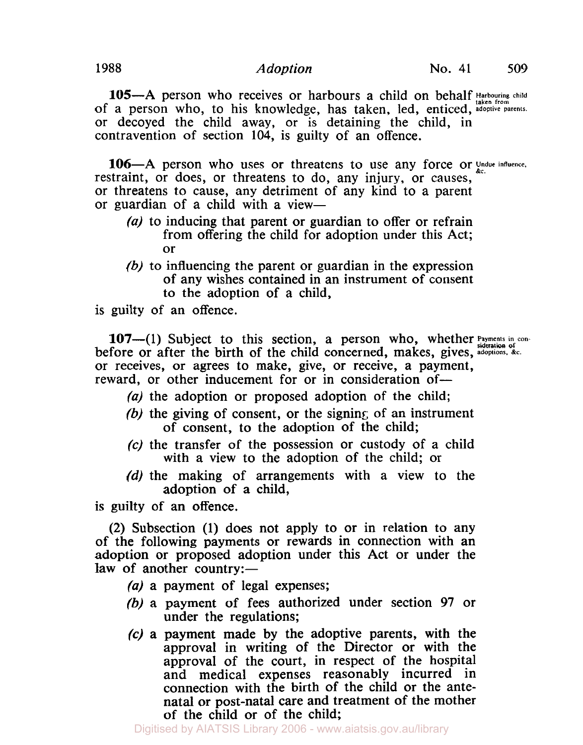**105**—A person who receives or harbours a child on behalf of a person who, to his knowledge, has taken, led, enticed, or decoyed the child away, or is detaining the child, in contravention of section 104, is guilty of an offence.

Harbouring child taken from adoptive parents.

**106**—A person who uses or threatens to use any force or restraint, or does, or threatens to do, any injury, or causes, or threatens to cause, any detriment of any kind to a parent or guardian of a child with a view—

Undue influence, &c.

*(a)* to inducing that parent or guardian to offer or refrain from offering the child for adoption under this Act; or

*(b)* to influencing the parent or guardian in the expression of any wishes contained in an instrument of consent to the adoption of a child,

is guilty of an offence.

**107**—(1) Subject to this section, a person who, whether before or after the birth of the child concerned, makes, gives, or receives, or agrees to make, give, or receive, a payment, reward, or other inducement for or in consideration of—

Payments in consideration of adoptions, &c.

*(a)* the adoption or proposed adoption of the child;

*(b)* the giving of consent, or the signing of an instrument of consent, to the adoption of the child;

*(c)* the transfer of the possession or custody of a child with a view to the adoption of the child; or

*(d)* the making of arrangements with a view to the adoption of a child,

is guilty of an offence.

(2) Subsection (1) does not apply to or in relation to any of the following payments or rewards in connection with an adoption or proposed adoption under this Act or under the law of another country:—

*(a)* a payment of legal expenses;

*(b)* a payment of fees authorized under section 97 or under the regulations;

*(c)* a payment made by the adoptive parents, with the approval in writing of the Director or with the approval of the court, in respect of the hospital and medical expenses reasonably incurred in connection with the birth of the child or the ante-natal or post-natal care and treatment of the mother of the child or of the child;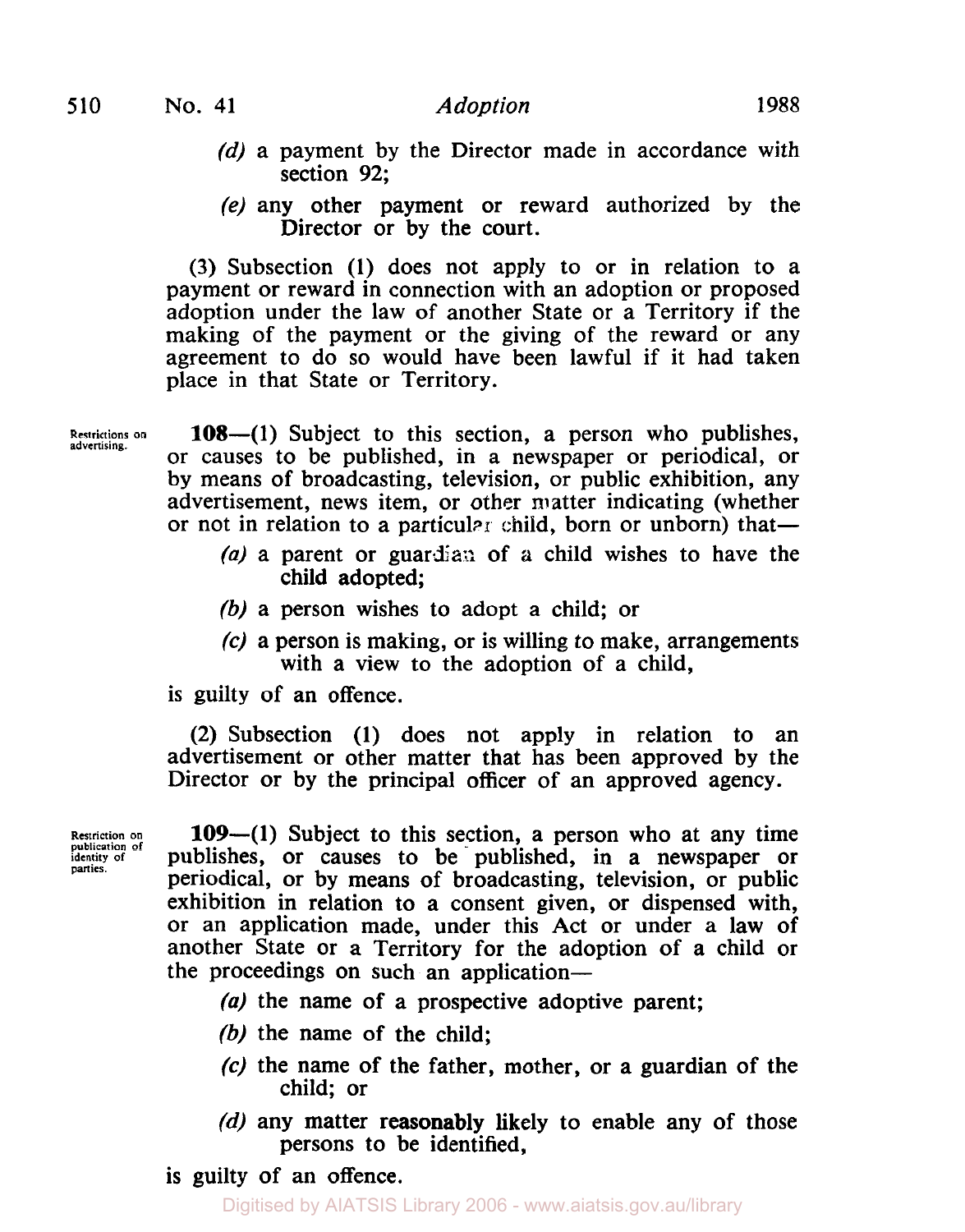*(d)* a payment by the Director made in accordance with section 92;

*(e)* any other payment or reward authorized by the Director or by the court.

(3) Subsection (1) does not apply to or in relation to a payment or reward in connection with an adoption or proposed adoption under the law of another State or a Territory if the making of the payment or the giving of the reward or any agreement to do so would have been lawful if it had taken place in that State or Territory.

Restrictions on advertising.

**108**—(1) Subject to this section, a person who publishes, or causes to be published, in a newspaper or periodical, or by means of broadcasting, television, or public exhibition, any advertisement, news item, or other matter indicating (whether or not in relation to a particular child, born or unborn) that—

*(a)* a parent or guardian of a child wishes to have the child adopted;

*(b)* a person wishes to adopt a child; or

*(c)* a person is making, or is willing to make, arrangements with a view to the adoption of a child,

is guilty of an offence.

(2) Subsection (1) does not apply in relation to an advertisement or other matter that has been approved by the Director or by the principal officer of an approved agency.

Restriction on publication of identity of parties.

**109**—(1) Subject to this section, a person who at any time publishes, or causes to be published, in a newspaper or periodical, or by means of broadcasting, television, or public exhibition in relation to a consent given, or dispensed with, or an application made, under this Act or under a law of another State or a Territory for the adoption of a child or the proceedings on such an application—

*(a)* the name of a prospective adoptive parent;

*(b)* the name of the child;

*(c)* the name of the father, mother, or a guardian of the child; or

*(d)* any matter reasonably likely to enable any of those persons to be identified,

is guilty of an offence.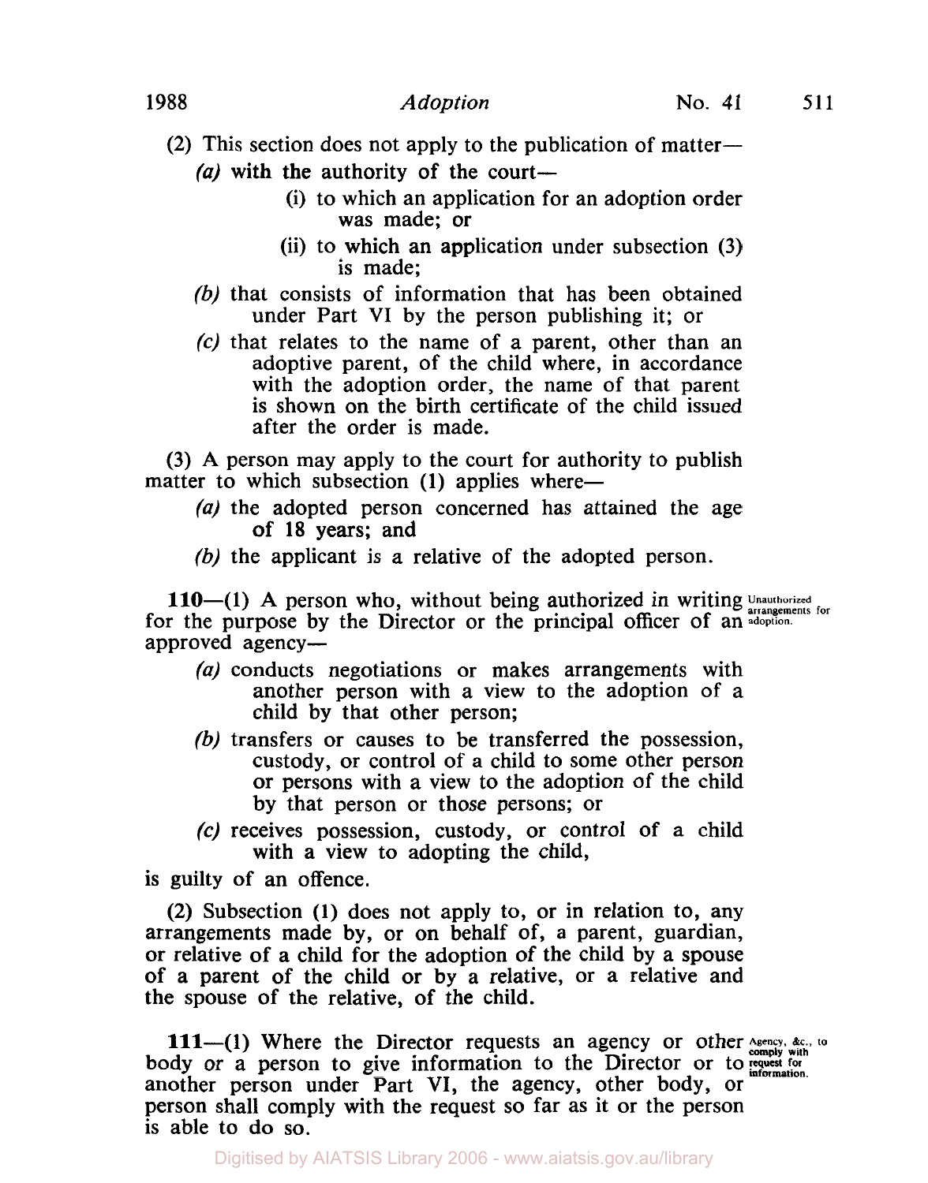(2) This section does not apply to the publication of matter—

*(a)* with the authority of the court—

(i) to which an application for an adoption order was made; or

(ii) to which an application under subsection (3) is made;

*(b)* that consists of information that has been obtained under Part VI by the person publishing it; or

*(c)* that relates to the name of a parent, other than an adoptive parent, of the child where, in accordance with the adoption order, the name of that parent is shown on the birth certificate of the child issued after the order is made.

(3) A person may apply to the court for authority to publish matter to which subsection (1) applies where—

*(a)* the adopted person concerned has attained the age of 18 years; and

*(b)* the applicant is a relative of the adopted person.

Unauthorized arrangements for adoption.

**110**—(1) A person who, without being authorized in writing for the purpose by the Director or the principal officer of an approved agency—

*(a)* conducts negotiations or makes arrangements with another person with a view to the adoption of a child by that other person;

*(b)* transfers or causes to be transferred the possession, custody, or control of a child to some other person or persons with a view to the adoption of the child by that person or those persons; or

*(c)* receives possession, custody, or control of a child with a view to adopting the child,

is guilty of an offence.

(2) Subsection (1) does not apply to, or in relation to, any arrangements made by, or on behalf of, a parent, guardian, or relative of a child for the adoption of the child by a spouse of a parent of the child or by a relative, or a relative and the spouse of the relative, of the child.

Agency, &c., to comply with request for information.

**111**—(1) Where the Director requests an agency or other body or a person to give information to the Director or to another person under Part VI, the agency, other body, or person shall comply with the request so far as it or the person is able to do so.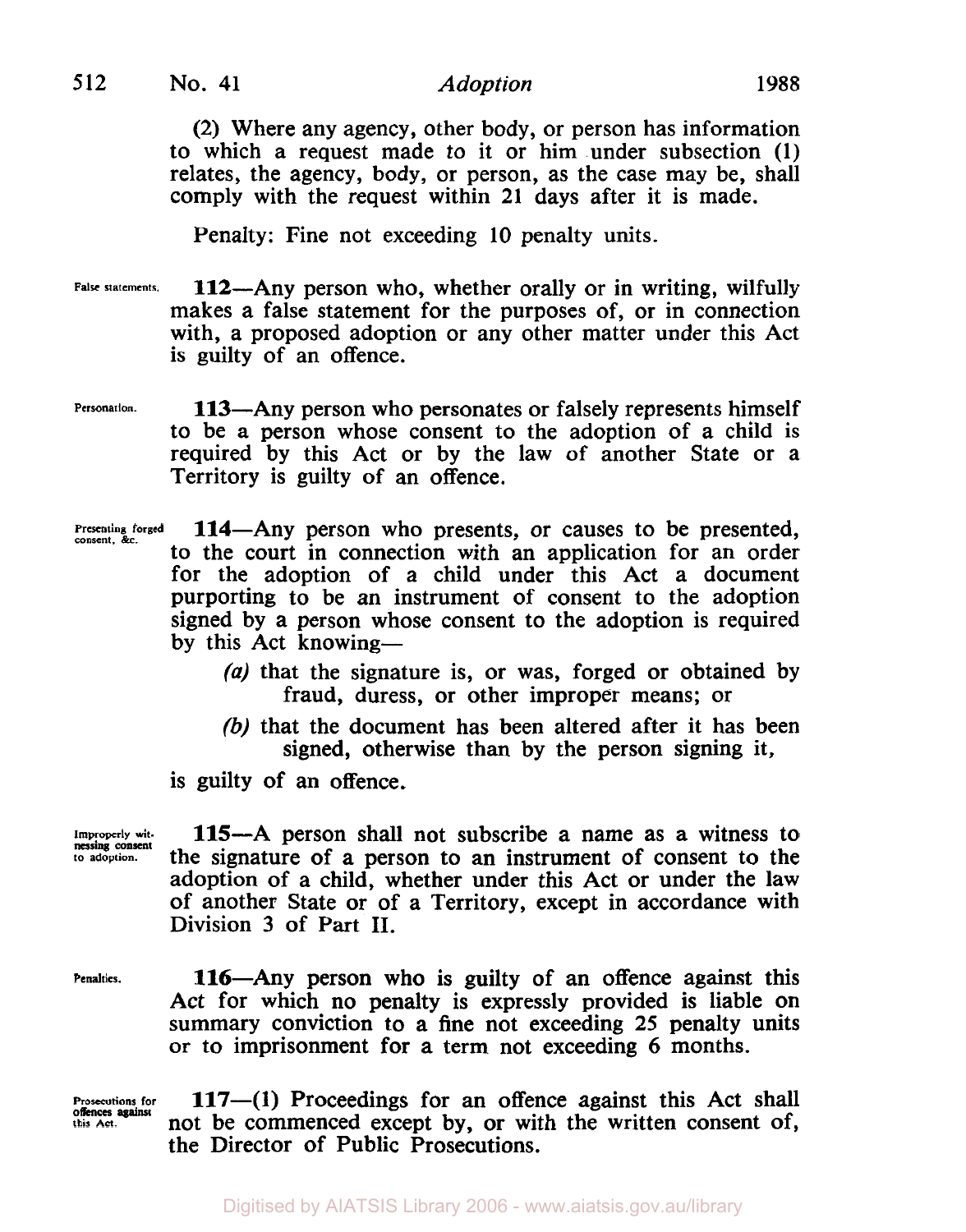(2) Where any agency, other body, or person has information to which a request made to it or him under subsection (1) relates, the agency, body, or person, as the case may be, shall comply with the request within 21 days after it is made.

Penalty: Fine not exceeding 10 penalty units.

*False statements.*

**112**—Any person who, whether orally or in writing, wilfully makes a false statement for the purposes of, or in connection with, a proposed adoption or any other matter under this Act is guilty of an offence.

*Personation.*

**113**—Any person who personates or falsely represents himself to be a person whose consent to the adoption of a child is required by this Act or by the law of another State or a Territory is guilty of an offence.

*Presenting forged consent, &c.*

**114**—Any person who presents, or causes to be presented, to the court in connection with an application for an order for the adoption of a child under this Act a document purporting to be an instrument of consent to the adoption signed by a person whose consent to the adoption is required by this Act knowing—

*(a)* that the signature is, or was, forged or obtained by fraud, duress, or other improper means; or

*(b)* that the document has been altered after it has been signed, otherwise than by the person signing it,

is guilty of an offence.

*Improperly witnessing consent to adoption.*

**115**—A person shall not subscribe a name as a witness to the signature of a person to an instrument of consent to the adoption of a child, whether under this Act or under the law of another State or of a Territory, except in accordance with Division 3 of Part II.

*Penalties.*

**116**—Any person who is guilty of an offence against this Act for which no penalty is expressly provided is liable on summary conviction to a fine not exceeding 25 penalty units or to imprisonment for a term not exceeding 6 months.

*Prosecutions for offences against this Act.*

**117**—(1) Proceedings for an offence against this Act shall not be commenced except by, or with the written consent of, the Director of Public Prosecutions.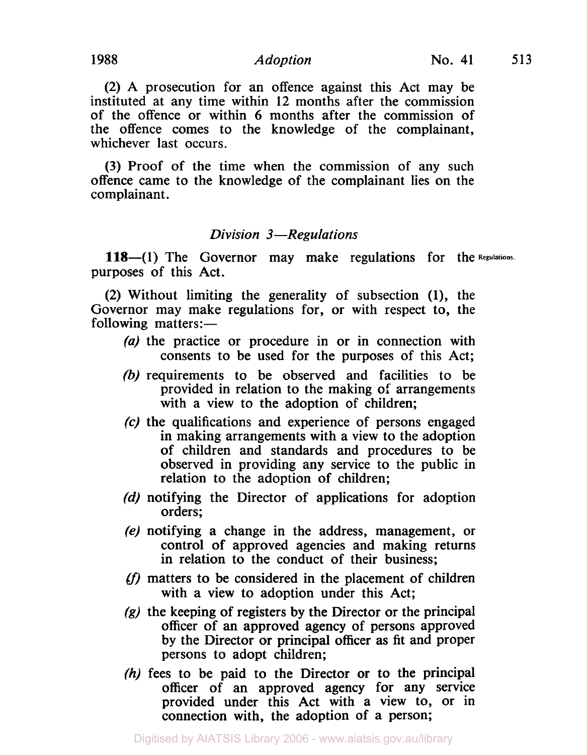(2) A prosecution for an offence against this Act may be instituted at any time within 12 months after the commission of the offence or within 6 months after the commission of the offence comes to the knowledge of the complainant, whichever last occurs.

(3) Proof of the time when the commission of any such offence came to the knowledge of the complainant lies on the complainant.

### *Division 3—Regulations*

**118**—(1) The Governor may make regulations for the purposes of this Act. Regulations.

(2) Without limiting the generality of subsection (1), the Governor may make regulations for, or with respect to, the following matters:—

- *(a)* the practice or procedure in or in connection with consents to be used for the purposes of this Act;
- *(b)* requirements to be observed and facilities to be provided in relation to the making of arrangements with a view to the adoption of children;
- *(c)* the qualifications and experience of persons engaged in making arrangements with a view to the adoption of children and standards and procedures to be observed in providing any service to the public in relation to the adoption of children;
- *(d)* notifying the Director of applications for adoption orders;
- *(e)* notifying a change in the address, management, or control of approved agencies and making returns in relation to the conduct of their business;
- *(f)* matters to be considered in the placement of children with a view to adoption under this Act;
- *(g)* the keeping of registers by the Director or the principal officer of an approved agency of persons approved by the Director or principal officer as fit and proper persons to adopt children;
- *(h)* fees to be paid to the Director or to the principal officer of an approved agency for any service provided under this Act with a view to, or in connection with, the adoption of a person;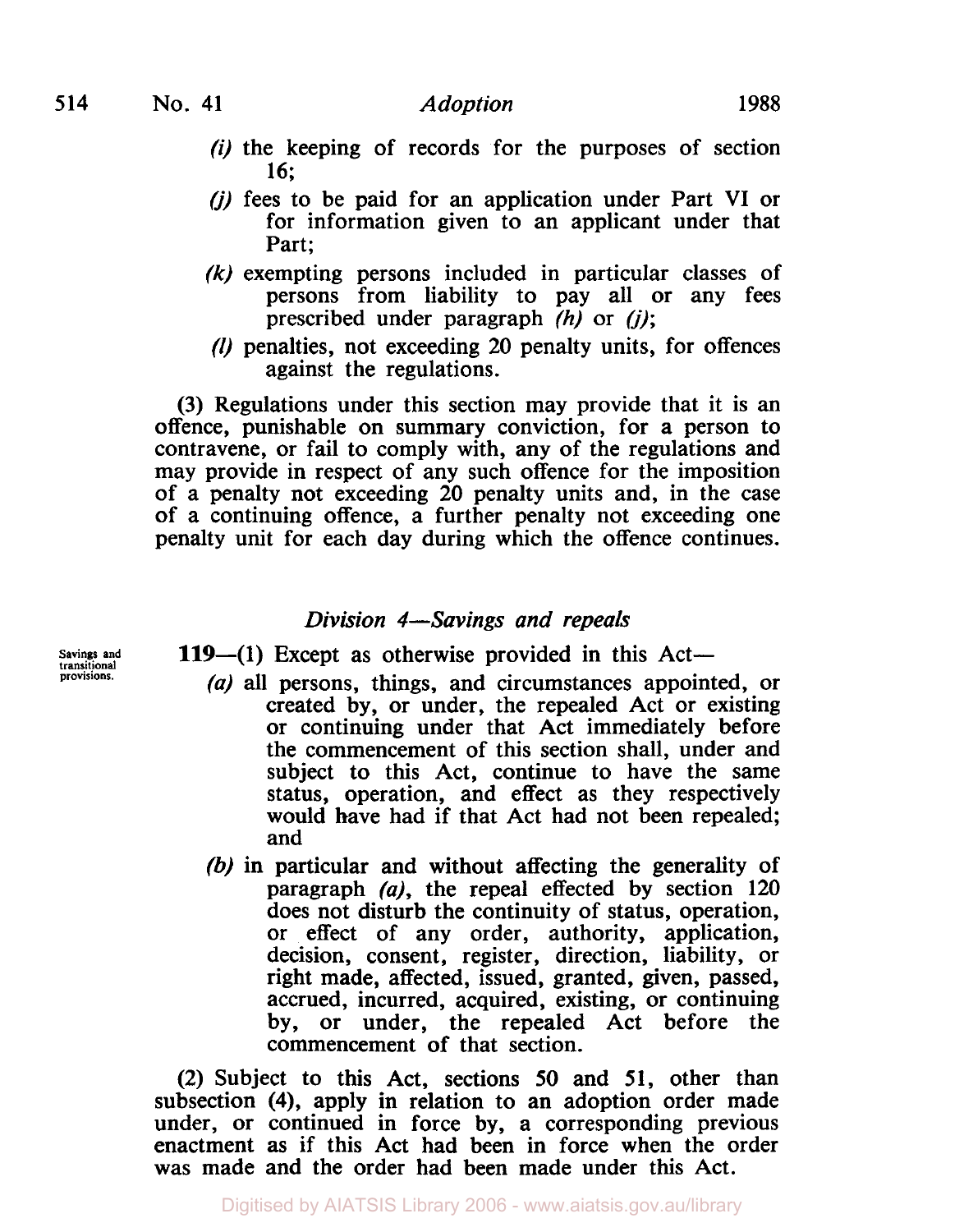(i) the keeping of records for the purposes of section 16;

(j) fees to be paid for an application under Part VI or for information given to an applicant under that Part;

(k) exempting persons included in particular classes of persons from liability to pay all or any fees prescribed under paragraph *(h)* or *(j)*;

(l) penalties, not exceeding 20 penalty units, for offences against the regulations.

(3) Regulations under this section may provide that it is an offence, punishable on summary conviction, for a person to contravene, or fail to comply with, any of the regulations and may provide in respect of any such offence for the imposition of a penalty not exceeding 20 penalty units and, in the case of a continuing offence, a further penalty not exceeding one penalty unit for each day during which the offence continues.

### *Division 4—Savings and repeals*

Savings and transitional provisions.

**119**—(1) Except as otherwise provided in this Act—

*(a)* all persons, things, and circumstances appointed, or created by, or under, the repealed Act or existing or continuing under that Act immediately before the commencement of this section shall, under and subject to this Act, continue to have the same status, operation, and effect as they respectively would have had if that Act had not been repealed; and

*(b)* in particular and without affecting the generality of paragraph *(a)*, the repeal effected by section 120 does not disturb the continuity of status, operation, or effect of any order, authority, application, decision, consent, register, direction, liability, or right made, affected, issued, granted, given, passed, accrued, incurred, acquired, existing, or continuing by, or under, the repealed Act before the commencement of that section.

(2) Subject to this Act, sections 50 and 51, other than subsection (4), apply in relation to an adoption order made under, or continued in force by, a corresponding previous enactment as if this Act had been in force when the order was made and the order had been made under this Act.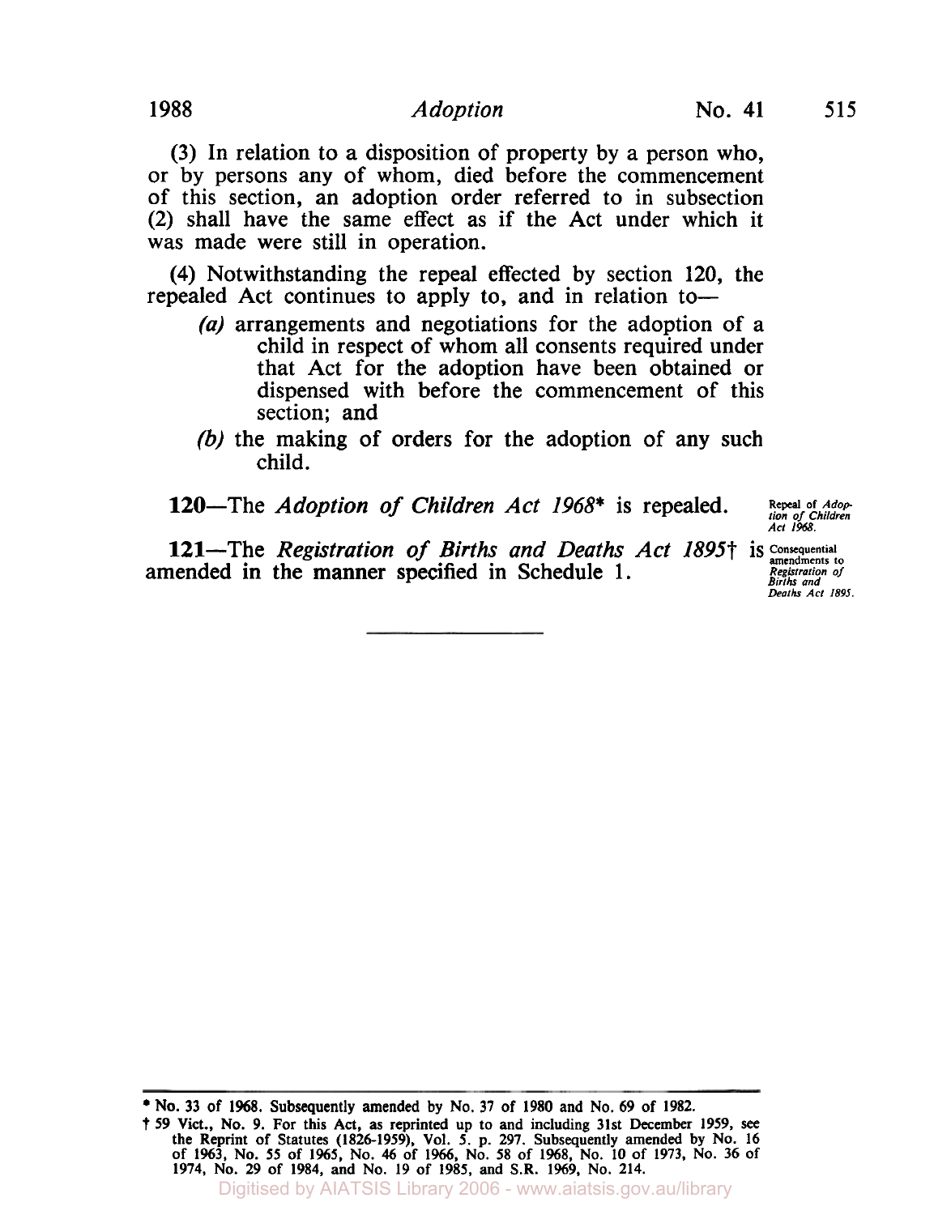(3) In relation to a disposition of property by a person who, or by persons any of whom, died before the commencement of this section, an adoption order referred to in subsection (2) shall have the same effect as if the Act under which it was made were still in operation.

(4) Notwithstanding the repeal effected by section 120, the repealed Act continues to apply to, and in relation to—

- *(a)* arrangements and negotiations for the adoption of a child in respect of whom all consents required under that Act for the adoption have been obtained or dispensed with before the commencement of this section; and
- *(b)* the making of orders for the adoption of any such child.

Repeal of *Adoption of Children Act 1968.*

**120**—The *Adoption of Children Act 1968*\* is repealed.

Consequential amendments to *Registration of Births and Deaths Act 1895.*

**121**—The *Registration of Births and Deaths Act 1895*† is amended in the manner specified in Schedule 1.

---

\* No. 33 of 1968. Subsequently amended by No. 37 of 1980 and No. 69 of 1982.

† 59 Vict., No. 9. For this Act, as reprinted up to and including 31st December 1959, see the Reprint of Statutes (1826-1959), Vol. 5. p. 297. Subsequently amended by No. 16 of 1963, No. 55 of 1965, No. 46 of 1966, No. 58 of 1968, No. 10 of 1973, No. 36 of 1974, No. 29 of 1984, and No. 19 of 1985, and S.R. 1969, No. 214.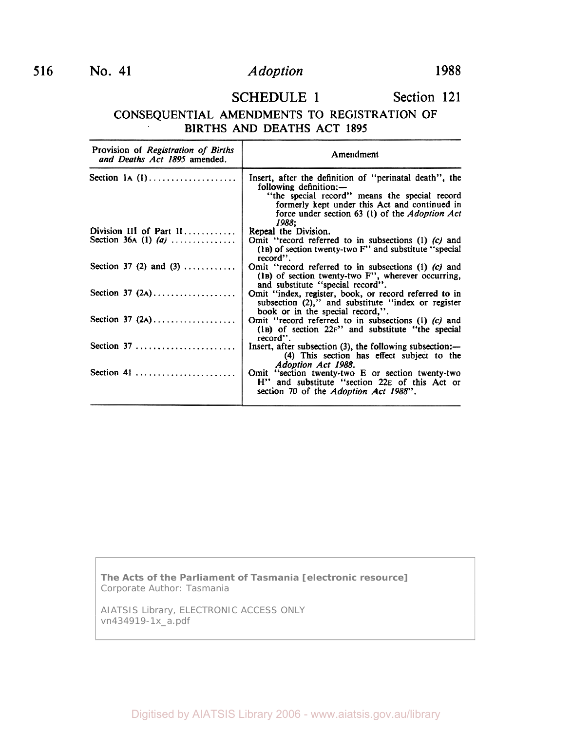## SCHEDULE 1 Section 121

## CONSEQUENTIAL AMENDMENTS TO REGISTRATION OF BIRTHS AND DEATHS ACT 1895

| Provision of *Registration of Births and Deaths Act 1895* amended. | Amendment |
|---|---|
| Section 1A (1) | Insert, after the definition of "perinatal death", the following definition:— "the special record" means the special record formerly kept under this Act and continued in force under section 63 (1) of the *Adoption Act 1988*; |
| Division III of Part II | Repeal the Division. |
| Section 36A (1) *(a)* | Omit "record referred to in subsections (1) *(c)* and (1B) of section twenty-two F" and substitute "special record". |
| Section 37 (2) and (3) | Omit "record referred to in subsections (1) *(c)* and (1B) of section twenty-two F", wherever occurring, and substitute "special record". |
| Section 37 (2A) | Omit "index, register, book, or record referred to in subsection (2)," and substitute "index or register book or in the special record,". |
| Section 37 (2A) | Omit "record referred to in subsections (1) *(c)* and (1B) of section 22F" and substitute "the special record". |
| Section 37 | Insert, after subsection (3), the following subsection:— (4) This section has effect subject to the *Adoption Act 1988*. |
| Section 41 | Omit "section twenty-two E or section twenty-two H" and substitute "section 22E of this Act or section 70 of the *Adoption Act 1988*". |

**The Acts of the Parliament of Tasmania [electronic resource]**
Corporate Author: Tasmania

AIATSIS Library, ELECTRONIC ACCESS ONLY
vn434919-1x_a.pdf